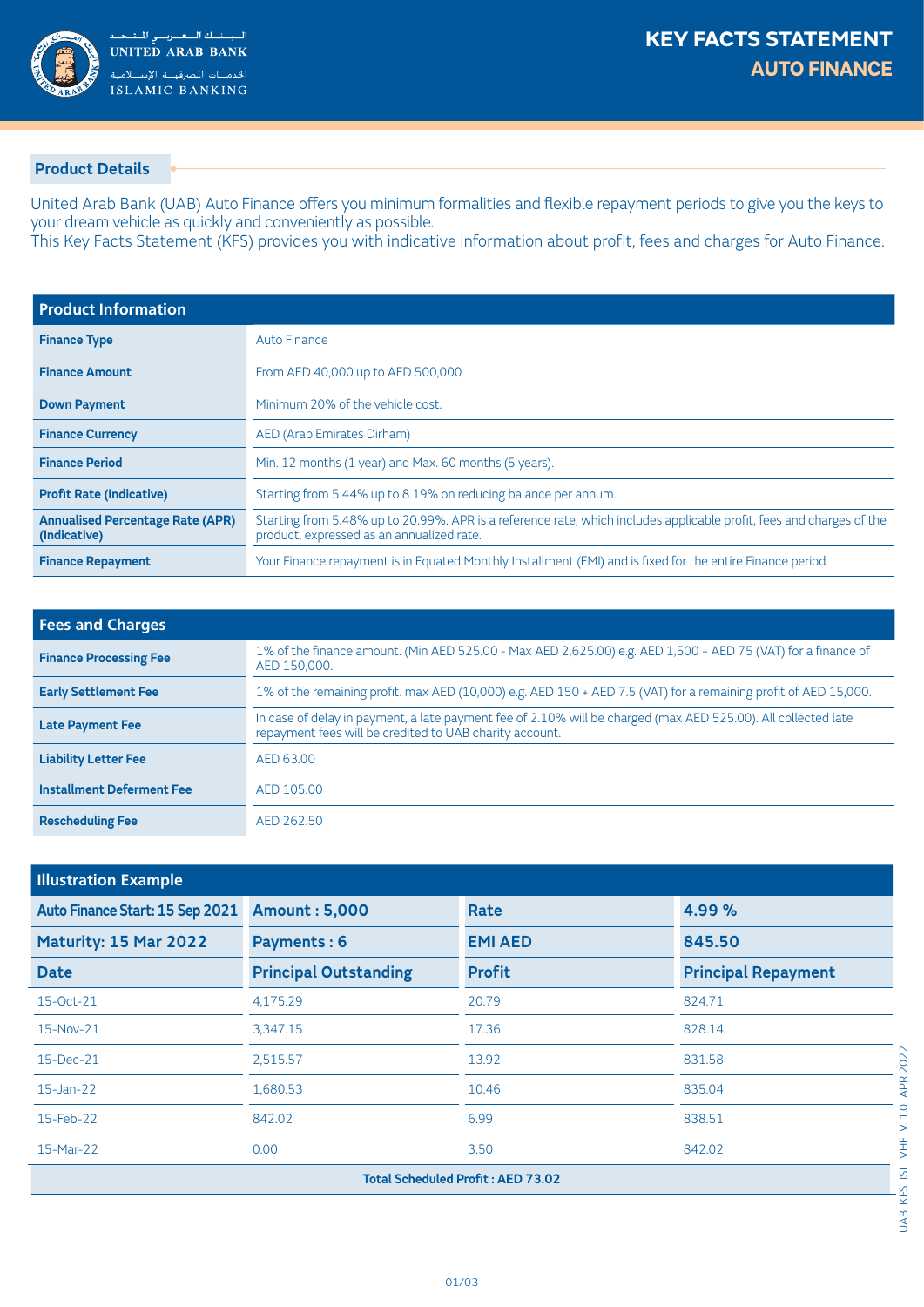# KEY FACTS STATEMENT
## AUTO FINANCE

البنك العربي المتحد
UNITED ARAB BANK
الخدمات المصرفية الإسلامية
ISLAMIC BANKING

## Product Details

United Arab Bank (UAB) Auto Finance offers you minimum formalities and flexible repayment periods to give you the keys to your dream vehicle as quickly and conveniently as possible.
This Key Facts Statement (KFS) provides you with indicative information about profit, fees and charges for Auto Finance.

| Product Information | |
|---|---|
| **Finance Type** | Auto Finance |
| **Finance Amount** | From AED 40,000 up to AED 500,000 |
| **Down Payment** | Minimum 20% of the vehicle cost. |
| **Finance Currency** | AED (Arab Emirates Dirham) |
| **Finance Period** | Min. 12 months (1 year) and Max. 60 months (5 years). |
| **Profit Rate (Indicative)** | Starting from 5.44% up to 8.19% on reducing balance per annum. |
| **Annualised Percentage Rate (APR) (Indicative)** | Starting from 5.48% up to 20.99%. APR is a reference rate, which includes applicable profit, fees and charges of the product, expressed as an annualized rate. |
| **Finance Repayment** | Your Finance repayment is in Equated Monthly Installment (EMI) and is fixed for the entire Finance period. |

| Fees and Charges | |
|---|---|
| **Finance Processing Fee** | 1% of the finance amount. (Min AED 525.00 - Max AED 2,625.00) e.g. AED 1,500 + AED 75 (VAT) for a finance of AED 150,000. |
| **Early Settlement Fee** | 1% of the remaining profit. max AED (10,000) e.g. AED 150 + AED 7.5 (VAT) for a remaining profit of AED 15,000. |
| **Late Payment Fee** | In case of delay in payment, a late payment fee of 2.10% will be charged (max AED 525.00). All collected late repayment fees will be credited to UAB charity account. |
| **Liability Letter Fee** | AED 63.00 |
| **Installment Deferment Fee** | AED 105.00 |
| **Rescheduling Fee** | AED 262.50 |

**Illustration Example**

| Auto Finance Start: 15 Sep 2021 | Amount : 5,000 | Rate | 4.99 % |
|---|---|---|---|
| **Maturity: 15 Mar 2022** | **Payments : 6** | **EMI AED** | **845.50** |
| **Date** | **Principal Outstanding** | **Profit** | **Principal Repayment** |
| 15-Oct-21 | 4,175.29 | 20.79 | 824.71 |
| 15-Nov-21 | 3,347.15 | 17.36 | 828.14 |
| 15-Dec-21 | 2,515.57 | 13.92 | 831.58 |
| 15-Jan-22 | 1,680.53 | 10.46 | 835.04 |
| 15-Feb-22 | 842.02 | 6.99 | 838.51 |
| 15-Mar-22 | 0.00 | 3.50 | 842.02 |
| **Total Scheduled Profit : AED 73.02** | | | |

UAB KFS ISL VHF V.10 APR 2022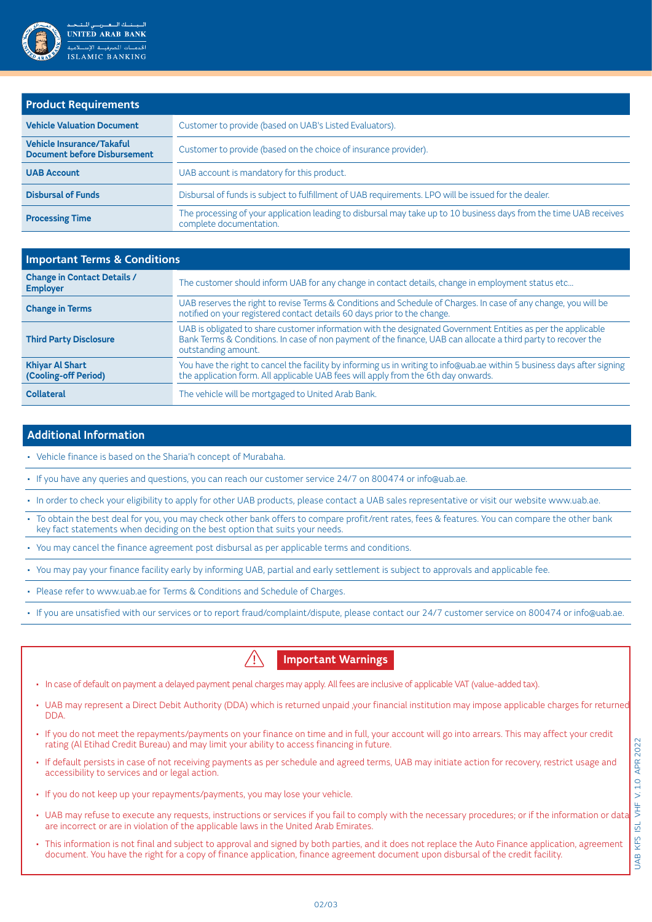## Product Requirements

| | |
|---|---|
| **Vehicle Valuation Document** | Customer to provide (based on UAB's Listed Evaluators). |
| **Vehicle Insurance/Takaful Document before Disbursement** | Customer to provide (based on the choice of insurance provider). |
| **UAB Account** | UAB account is mandatory for this product. |
| **Disbursal of Funds** | Disbursal of funds is subject to fulfillment of UAB requirements. LPO will be issued for the dealer. |
| **Processing Time** | The processing of your application leading to disbursal may take up to 10 business days from the time UAB receives complete documentation. |

## Important Terms & Conditions

| | |
|---|---|
| **Change in Contact Details / Employer** | The customer should inform UAB for any change in contact details, change in employment status etc... |
| **Change in Terms** | UAB reserves the right to revise Terms & Conditions and Schedule of Charges. In case of any change, you will be notified on your registered contact details 60 days prior to the change. |
| **Third Party Disclosure** | UAB is obligated to share customer information with the designated Government Entities as per the applicable Bank Terms & Conditions. In case of non payment of the finance, UAB can allocate a third party to recover the outstanding amount. |
| **Khiyar Al Shart (Cooling-off Period)** | You have the right to cancel the facility by informing us in writing to info@uab.ae within 5 business days after signing the application form. All applicable UAB fees will apply from the 6th day onwards. |
| **Collateral** | The vehicle will be mortgaged to United Arab Bank. |

## Additional Information

- Vehicle finance is based on the Sharia'h concept of Murabaha.
- If you have any queries and questions, you can reach our customer service 24/7 on 800474 or info@uab.ae.
- In order to check your eligibility to apply for other UAB products, please contact a UAB sales representative or visit our website www.uab.ae.
- To obtain the best deal for you, you may check other bank offers to compare profit/rent rates, fees & features. You can compare the other bank key fact statements when deciding on the best option that suits your needs.
- You may cancel the finance agreement post disbursal as per applicable terms and conditions.
- You may pay your finance facility early by informing UAB, partial and early settlement is subject to approvals and applicable fee.
- Please refer to www.uab.ae for Terms & Conditions and Schedule of Charges.
- If you are unsatisfied with our services or to report fraud/complaint/dispute, please contact our 24/7 customer service on 800474 or info@uab.ae.

## ⚠ Important Warnings

- In case of default on payment a delayed payment penal charges may apply. All fees are inclusive of applicable VAT (value-added tax).
- UAB may represent a Direct Debit Authority (DDA) which is returned unpaid ,your financial institution may impose applicable charges for returned DDA.
- If you do not meet the repayments/payments on your finance on time and in full, your account will go into arrears. This may affect your credit rating (Al Etihad Credit Bureau) and may limit your ability to access financing in future.
- If default persists in case of not receiving payments as per schedule and agreed terms, UAB may initiate action for recovery, restrict usage and accessibility to services and or legal action.
- If you do not keep up your repayments/payments, you may lose your vehicle.
- UAB may refuse to execute any requests, instructions or services if you fail to comply with the necessary procedures; or if the information or data are incorrect or are in violation of the applicable laws in the United Arab Emirates.
- This information is not final and subject to approval and signed by both parties, and it does not replace the Auto Finance application, agreement document. You have the right for a copy of finance application, finance agreement document upon disbursal of the credit facility.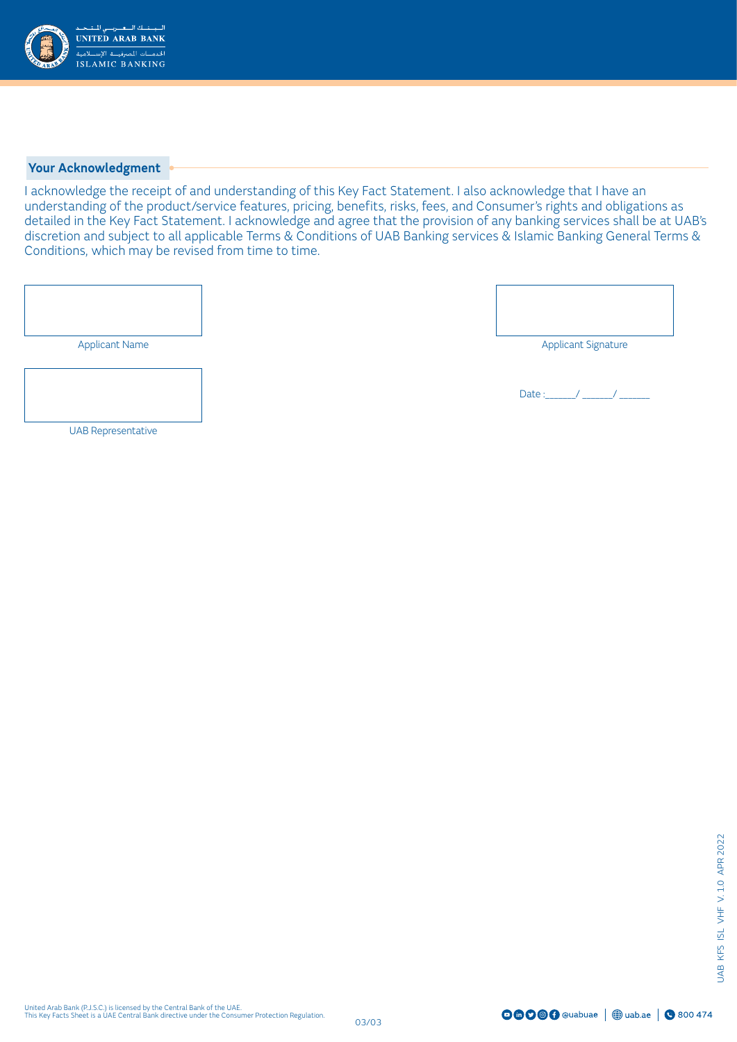## Your Acknowledgment

I acknowledge the receipt of and understanding of this Key Fact Statement. I also acknowledge that I have an understanding of the product/service features, pricing, benefits, risks, fees, and Consumer's rights and obligations as detailed in the Key Fact Statement. I acknowledge and agree that the provision of any banking services shall be at UAB's discretion and subject to all applicable Terms & Conditions of UAB Banking services & Islamic Banking General Terms & Conditions, which may be revised from time to time.

Applicant Name

Applicant Signature

UAB Representative

Date :______/ ______/ ______

UAB KFS ISL VHF V. 1.0 APR 2022

United Arab Bank (P.J.S.C.) is licensed by the Central Bank of the UAE.
This Key Facts Sheet is a UAE Central Bank directive under the Consumer Protection Regulation.

@uabuae | uab.ae | 800 474